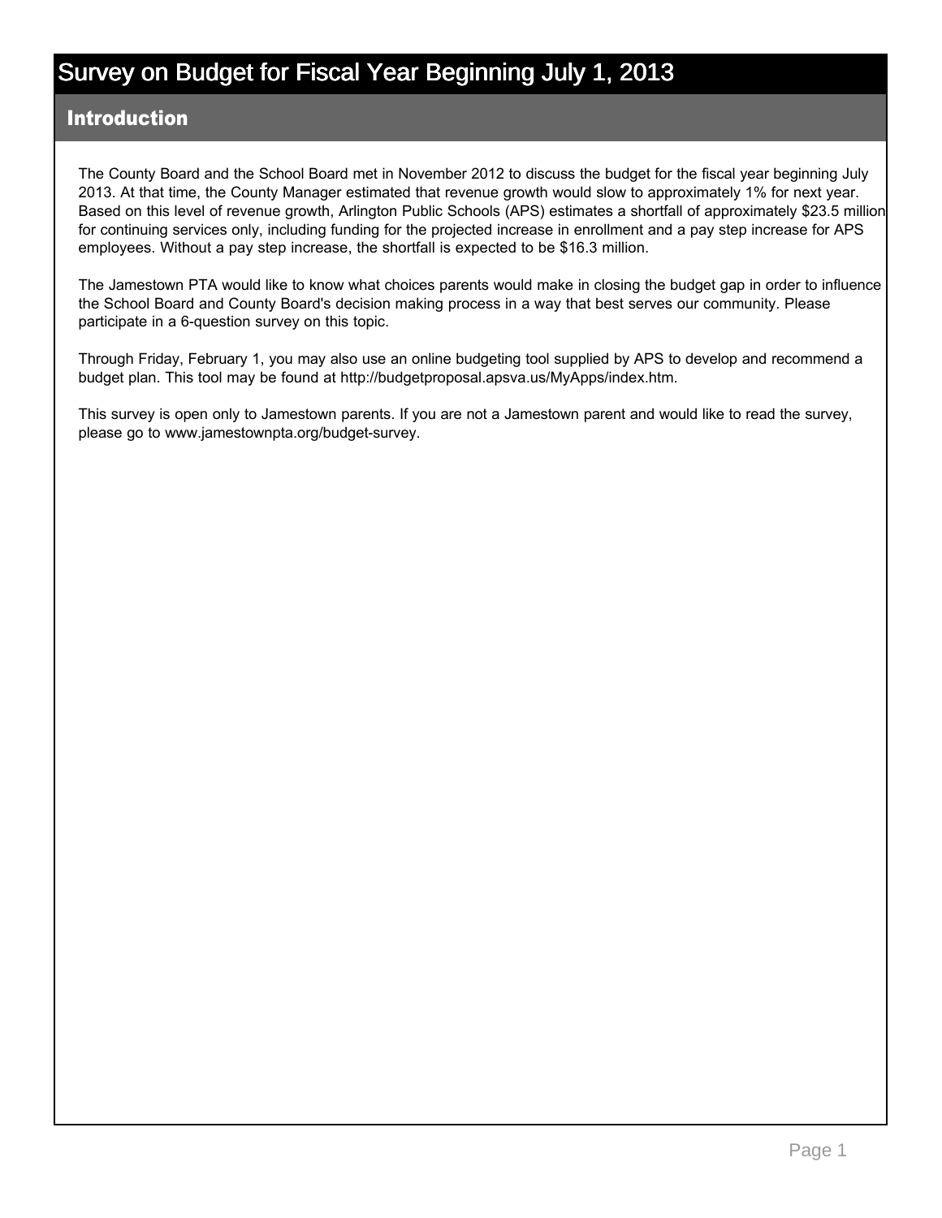# Survey on Budget for Fiscal Year Beginning July 1, 2013

## Introduction

The County Board and the School Board met in November 2012 to discuss the budget for the fiscal year beginning July 2013. At that time, the County Manager estimated that revenue growth would slow to approximately 1% for next year. Based on this level of revenue growth, Arlington Public Schools (APS) estimates a shortfall of approximately $23.5 million for continuing services only, including funding for the projected increase in enrollment and a pay step increase for APS employees. Without a pay step increase, the shortfall is expected to be $16.3 million.

The Jamestown PTA would like to know what choices parents would make in closing the budget gap in order to influence the School Board and County Board's decision making process in a way that best serves our community. Please participate in a 6-question survey on this topic.

Through Friday, February 1, you may also use an online budgeting tool supplied by APS to develop and recommend a budget plan. This tool may be found at http://budgetproposal.apsva.us/MyApps/index.htm.

This survey is open only to Jamestown parents. If you are not a Jamestown parent and would like to read the survey, please go to www.jamestownpta.org/budget-survey.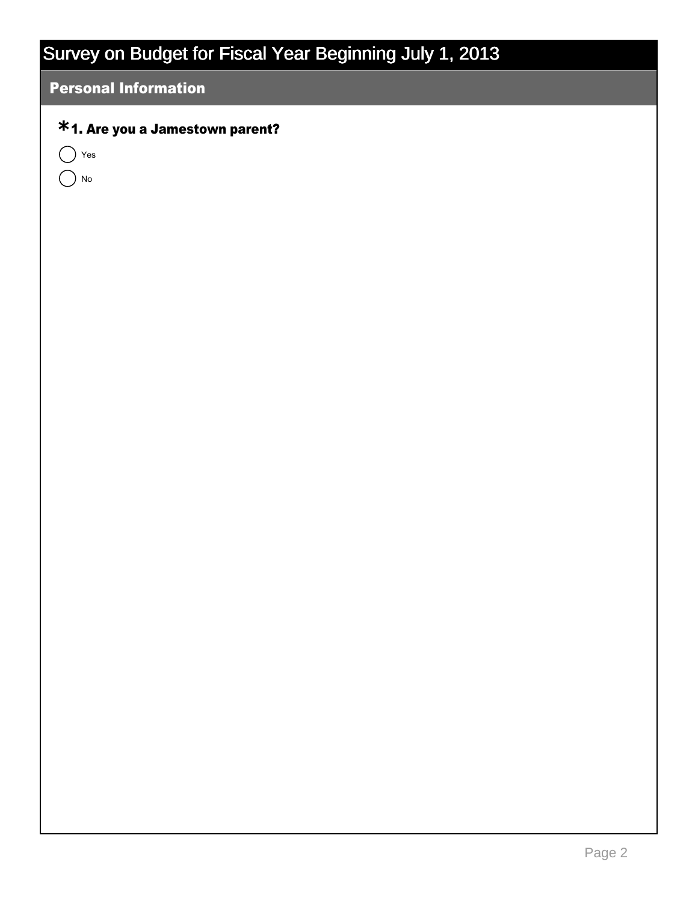# Survey on Budget for Fiscal Year Beginning July 1, 2013

## Personal Information

**\*1. Are you a Jamestown parent?**

- ◯ Yes
- ◯ No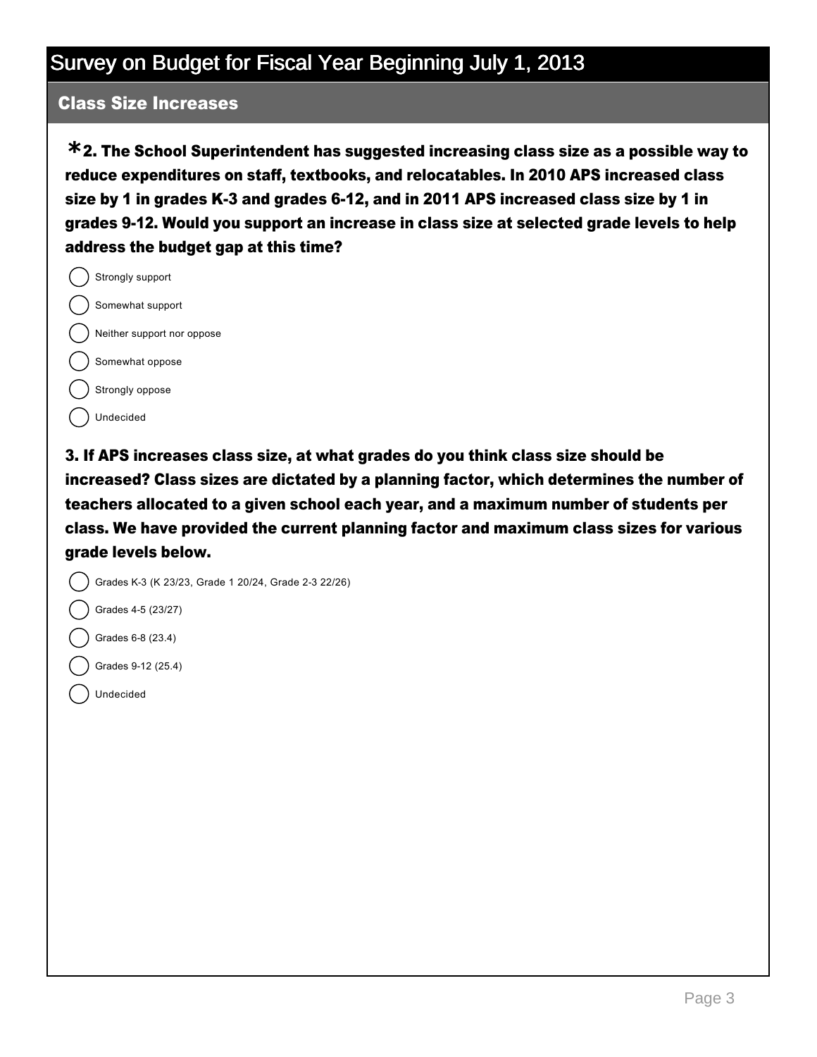# Survey on Budget for Fiscal Year Beginning July 1, 2013

## Class Size Increases

**\*2. The School Superintendent has suggested increasing class size as a possible way to reduce expenditures on staff, textbooks, and relocatables. In 2010 APS increased class size by 1 in grades K-3 and grades 6-12, and in 2011 APS increased class size by 1 in grades 9-12. Would you support an increase in class size at selected grade levels to help address the budget gap at this time?**

- Strongly support
- Somewhat support
- Neither support nor oppose
- Somewhat oppose
- Strongly oppose
- Undecided

**3. If APS increases class size, at what grades do you think class size should be increased? Class sizes are dictated by a planning factor, which determines the number of teachers allocated to a given school each year, and a maximum number of students per class. We have provided the current planning factor and maximum class sizes for various grade levels below.**

- Grades K-3 (K 23/23, Grade 1 20/24, Grade 2-3 22/26)
- Grades 4-5 (23/27)
- Grades 6-8 (23.4)
- Grades 9-12 (25.4)
- Undecided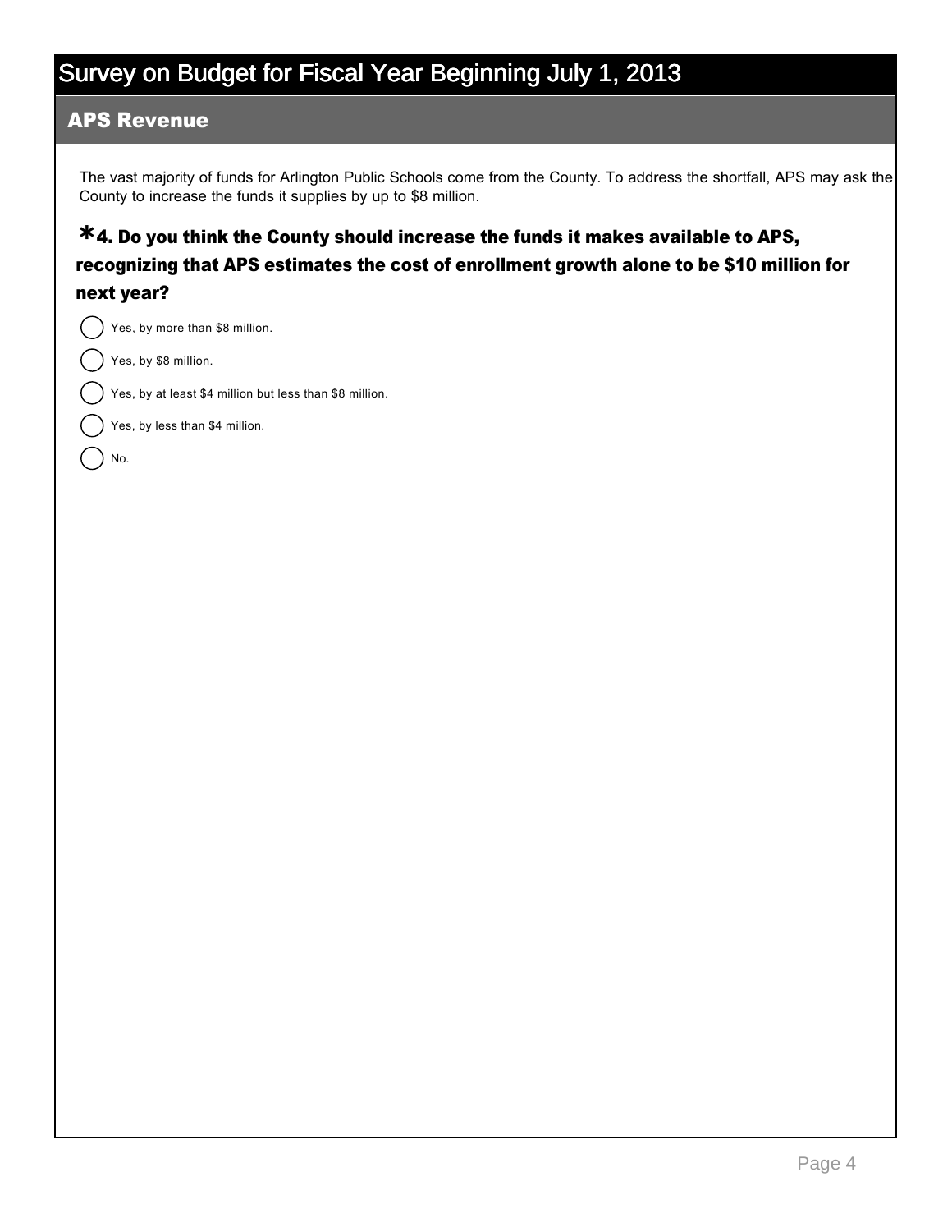# Survey on Budget for Fiscal Year Beginning July 1, 2013

## APS Revenue

The vast majority of funds for Arlington Public Schools come from the County. To address the shortfall, APS may ask the County to increase the funds it supplies by up to $8 million.

### *4. Do you think the County should increase the funds it makes available to APS, recognizing that APS estimates the cost of enrollment growth alone to be $10 million for next year?

- ◯ Yes, by more than $8 million.
- ◯ Yes, by $8 million.
- ◯ Yes, by at least $4 million but less than $8 million.
- ◯ Yes, by less than $4 million.
- ◯ No.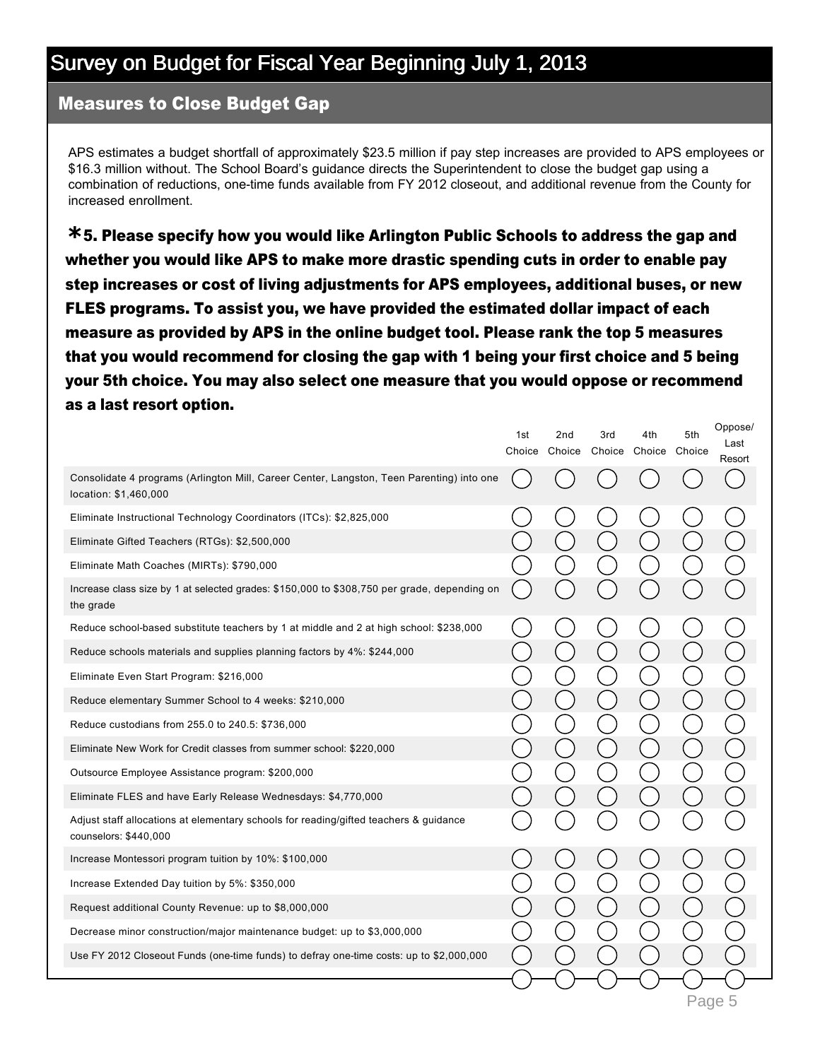# Survey on Budget for Fiscal Year Beginning July 1, 2013

## Measures to Close Budget Gap

APS estimates a budget shortfall of approximately $23.5 million if pay step increases are provided to APS employees or $16.3 million without. The School Board's guidance directs the Superintendent to close the budget gap using a combination of reductions, one-time funds available from FY 2012 closeout, and additional revenue from the County for increased enrollment.

**\*5. Please specify how you would like Arlington Public Schools to address the gap and whether you would like APS to make more drastic spending cuts in order to enable pay step increases or cost of living adjustments for APS employees, additional buses, or new FLES programs. To assist you, we have provided the estimated dollar impact of each measure as provided by APS in the online budget tool. Please rank the top 5 measures that you would recommend for closing the gap with 1 being your first choice and 5 being your 5th choice. You may also select one measure that you would oppose or recommend as a last resort option.**

| | 1st Choice | 2nd Choice | 3rd Choice | 4th Choice | 5th Choice | Oppose/ Last Resort |
|---|---|---|---|---|---|---|
| Consolidate 4 programs (Arlington Mill, Career Center, Langston, Teen Parenting) into one location: $1,460,000 | ○ | ○ | ○ | ○ | ○ | ○ |
| Eliminate Instructional Technology Coordinators (ITCs): $2,825,000 | ○ | ○ | ○ | ○ | ○ | ○ |
| Eliminate Gifted Teachers (RTGs): $2,500,000 | ○ | ○ | ○ | ○ | ○ | ○ |
| Eliminate Math Coaches (MIRTs): $790,000 | ○ | ○ | ○ | ○ | ○ | ○ |
| Increase class size by 1 at selected grades: $150,000 to $308,750 per grade, depending on the grade | ○ | ○ | ○ | ○ | ○ | ○ |
| Reduce school-based substitute teachers by 1 at middle and 2 at high school: $238,000 | ○ | ○ | ○ | ○ | ○ | ○ |
| Reduce schools materials and supplies planning factors by 4%: $244,000 | ○ | ○ | ○ | ○ | ○ | ○ |
| Eliminate Even Start Program: $216,000 | ○ | ○ | ○ | ○ | ○ | ○ |
| Reduce elementary Summer School to 4 weeks: $210,000 | ○ | ○ | ○ | ○ | ○ | ○ |
| Reduce custodians from 255.0 to 240.5: $736,000 | ○ | ○ | ○ | ○ | ○ | ○ |
| Eliminate New Work for Credit classes from summer school: $220,000 | ○ | ○ | ○ | ○ | ○ | ○ |
| Outsource Employee Assistance program: $200,000 | ○ | ○ | ○ | ○ | ○ | ○ |
| Eliminate FLES and have Early Release Wednesdays: $4,770,000 | ○ | ○ | ○ | ○ | ○ | ○ |
| Adjust staff allocations at elementary schools for reading/gifted teachers & guidance counselors: $440,000 | ○ | ○ | ○ | ○ | ○ | ○ |
| Increase Montessori program tuition by 10%: $100,000 | ○ | ○ | ○ | ○ | ○ | ○ |
| Increase Extended Day tuition by 5%: $350,000 | ○ | ○ | ○ | ○ | ○ | ○ |
| Request additional County Revenue: up to $8,000,000 | ○ | ○ | ○ | ○ | ○ | ○ |
| Decrease minor construction/major maintenance budget: up to $3,000,000 | ○ | ○ | ○ | ○ | ○ | ○ |
| Use FY 2012 Closeout Funds (one-time funds) to defray one-time costs: up to $2,000,000 | ○ | ○ | ○ | ○ | ○ | ○ |
| | ○ | ○ | ○ | ○ | ○ | ○ |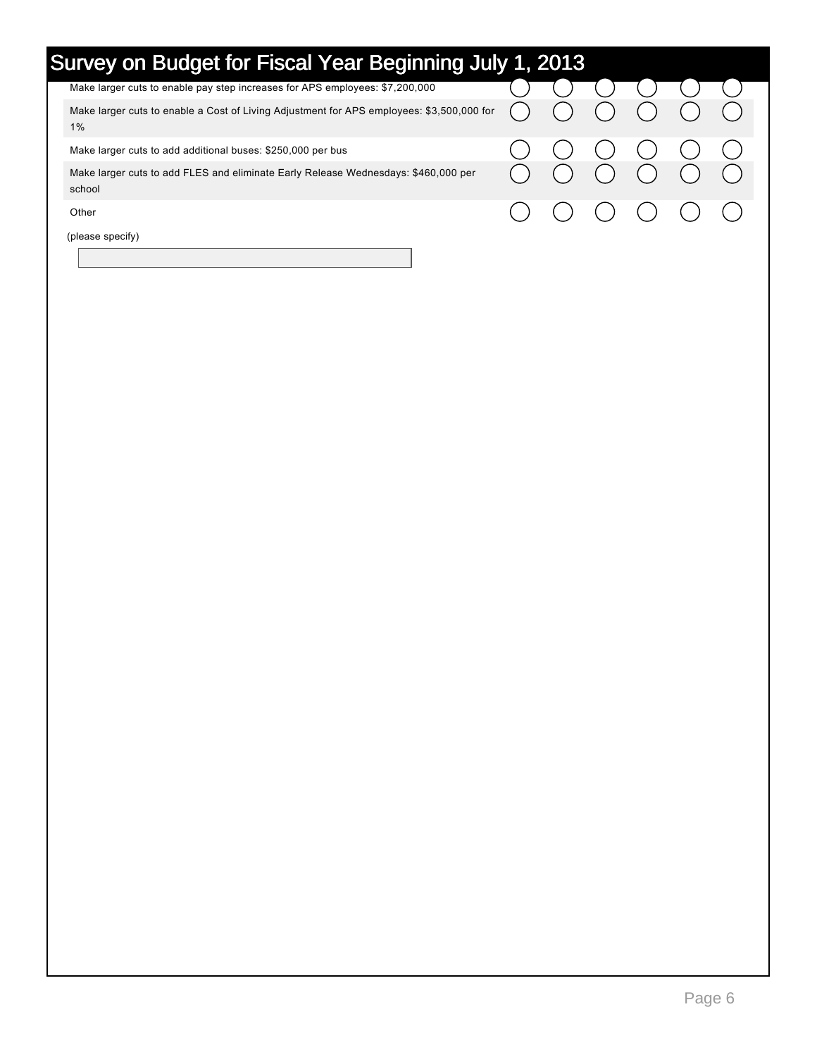# Survey on Budget for Fiscal Year Beginning July 1, 2013

| | | | | | | |
|---|---|---|---|---|---|---|
| Make larger cuts to enable pay step increases for APS employees: $7,200,000 | ◯ | ◯ | ◯ | ◯ | ◯ | ◯ |
| Make larger cuts to enable a Cost of Living Adjustment for APS employees: $3,500,000 for 1% | ◯ | ◯ | ◯ | ◯ | ◯ | ◯ |
| Make larger cuts to add additional buses: $250,000 per bus | ◯ | ◯ | ◯ | ◯ | ◯ | ◯ |
| Make larger cuts to add FLES and eliminate Early Release Wednesdays: $460,000 per school | ◯ | ◯ | ◯ | ◯ | ◯ | ◯ |
| Other | ◯ | ◯ | ◯ | ◯ | ◯ | ◯ |

(please specify)

[ ]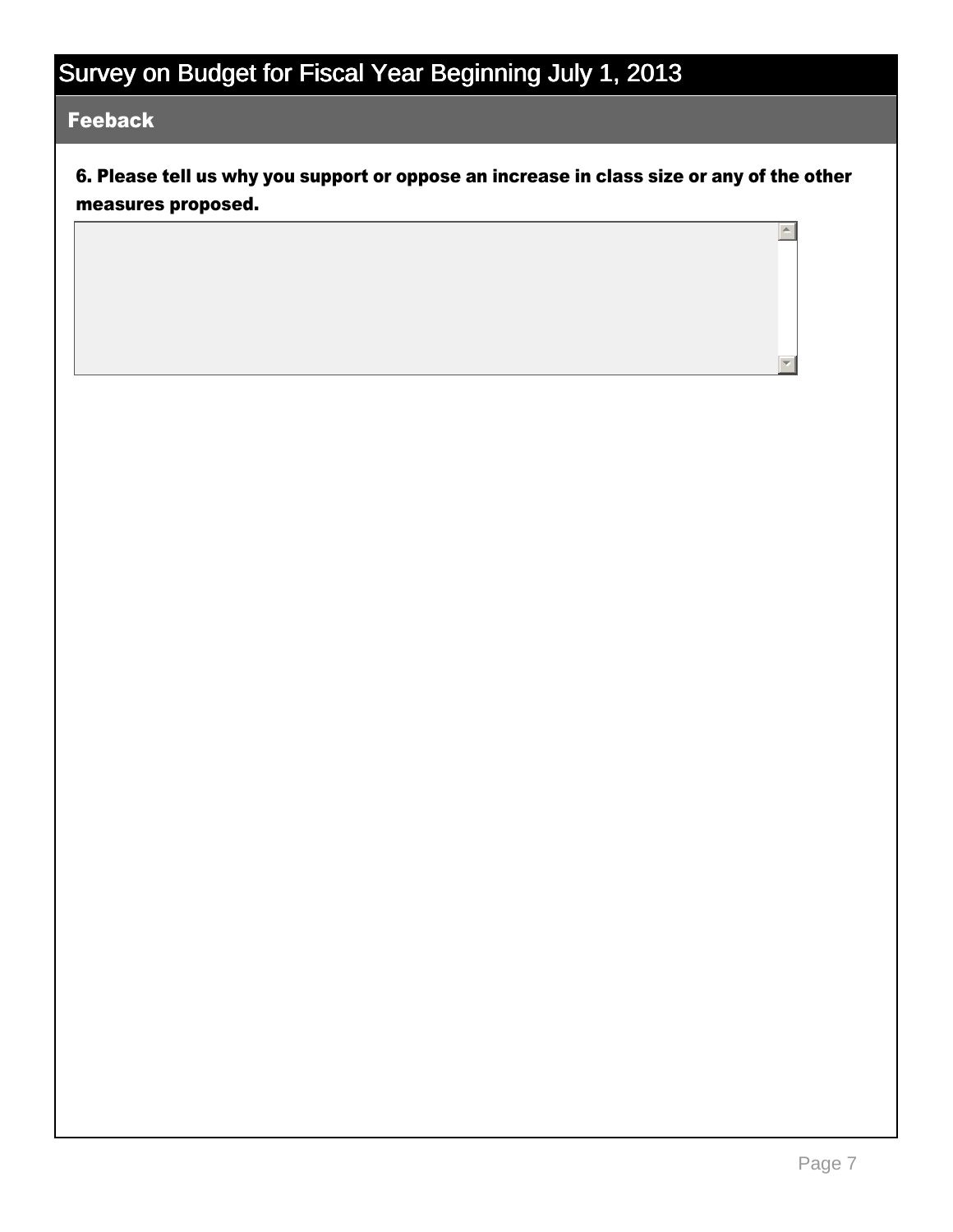# Survey on Budget for Fiscal Year Beginning July 1, 2013

## Feeback

**6. Please tell us why you support or oppose an increase in class size or any of the other measures proposed.**